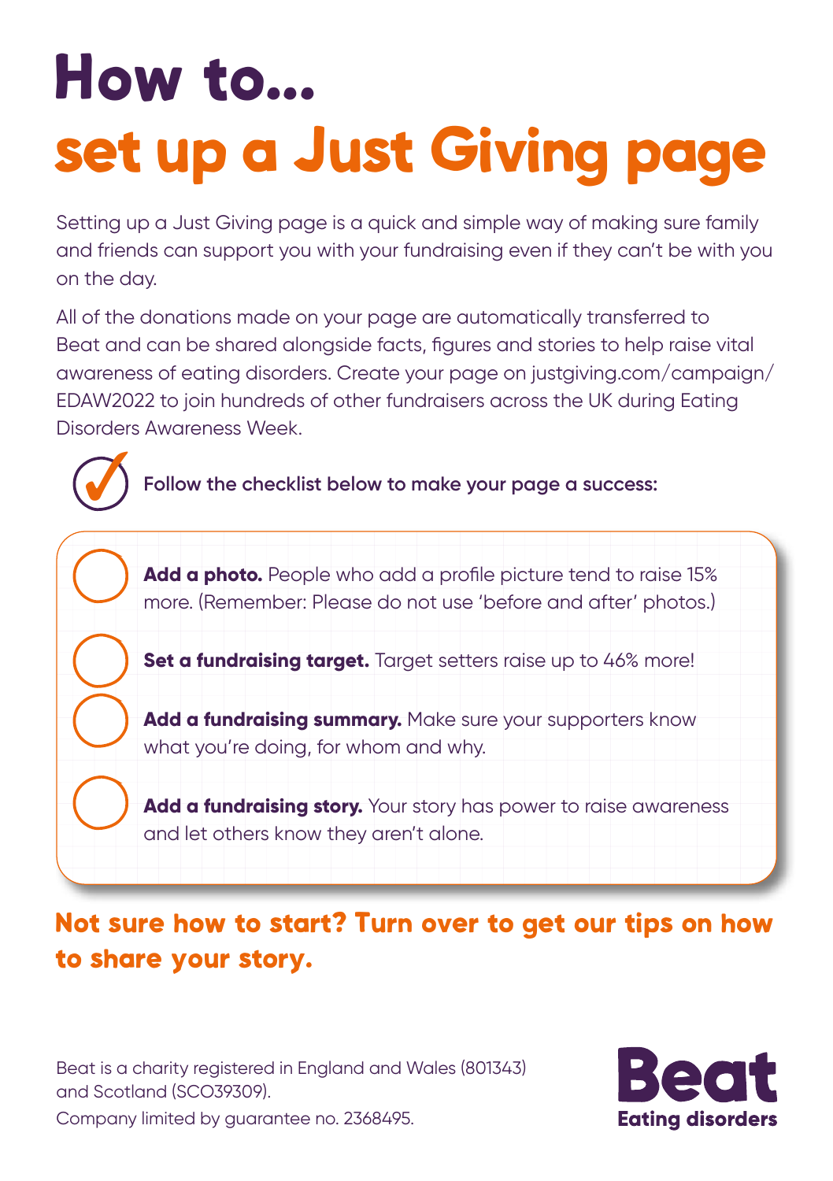# How to...

# set up a Just Giving page

Setting up a Just Giving page is a quick and simple way of making sure family and friends can support you with your fundraising even if they can't be with you on the day.

All of the donations made on your page are automatically transferred to Beat and can be shared alongside facts, figures and stories to help raise vital awareness of eating disorders. Create your page on justgiving.com/campaign/EDAW2022 to join hundreds of other fundraisers across the UK during Eating Disorders Awareness Week.

**Follow the checklist below to make your page a success:**

- [ ] **Add a photo.** People who add a profile picture tend to raise 15% more. (Remember: Please do not use 'before and after' photos.)
- [ ] **Set a fundraising target.** Target setters raise up to 46% more!
- [ ] **Add a fundraising summary.** Make sure your supporters know what you're doing, for whom and why.
- [ ] **Add a fundraising story.** Your story has power to raise awareness and let others know they aren't alone.

**Not sure how to start? Turn over to get our tips on how to share your story.**

Beat is a charity registered in England and Wales (801343) and Scotland (SCO39309).
Company limited by guarantee no. 2368495.

**Beat**
**Eating disorders**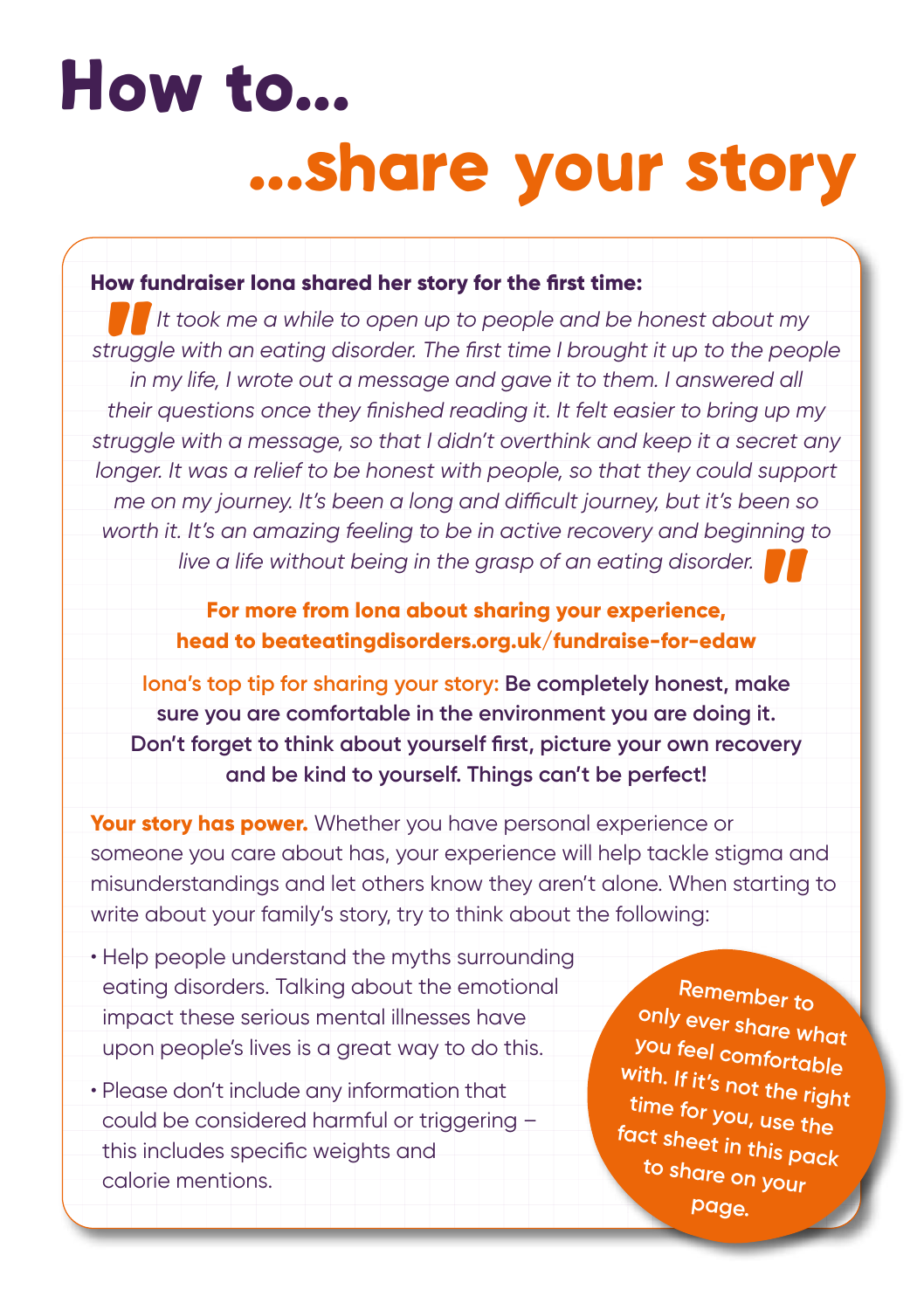# How to...

# ...share your story

**How fundraiser Iona shared her story for the first time:**

*"It took me a while to open up to people and be honest about my struggle with an eating disorder. The first time I brought it up to the people in my life, I wrote out a message and gave it to them. I answered all their questions once they finished reading it. It felt easier to bring up my struggle with a message, so that I didn't overthink and keep it a secret any longer. It was a relief to be honest with people, so that they could support me on my journey. It's been a long and difficult journey, but it's been so worth it. It's an amazing feeling to be in active recovery and beginning to live a life without being in the grasp of an eating disorder."*

**For more from Iona about sharing your experience, head to beateatingdisorders.org.uk/fundraise-for-edaw**

Iona's top tip for sharing your story: **Be completely honest, make sure you are comfortable in the environment you are doing it. Don't forget to think about yourself first, picture your own recovery and be kind to yourself. Things can't be perfect!**

**Your story has power.** Whether you have personal experience or someone you care about has, your experience will help tackle stigma and misunderstandings and let others know they aren't alone. When starting to write about your family's story, try to think about the following:

- Help people understand the myths surrounding eating disorders. Talking about the emotional impact these serious mental illnesses have upon people's lives is a great way to do this.
- Please don't include any information that could be considered harmful or triggering – this includes specific weights and calorie mentions.

Remember to only ever share what you feel comfortable with. If it's not the right time for you, use the fact sheet in this pack to share on your page.